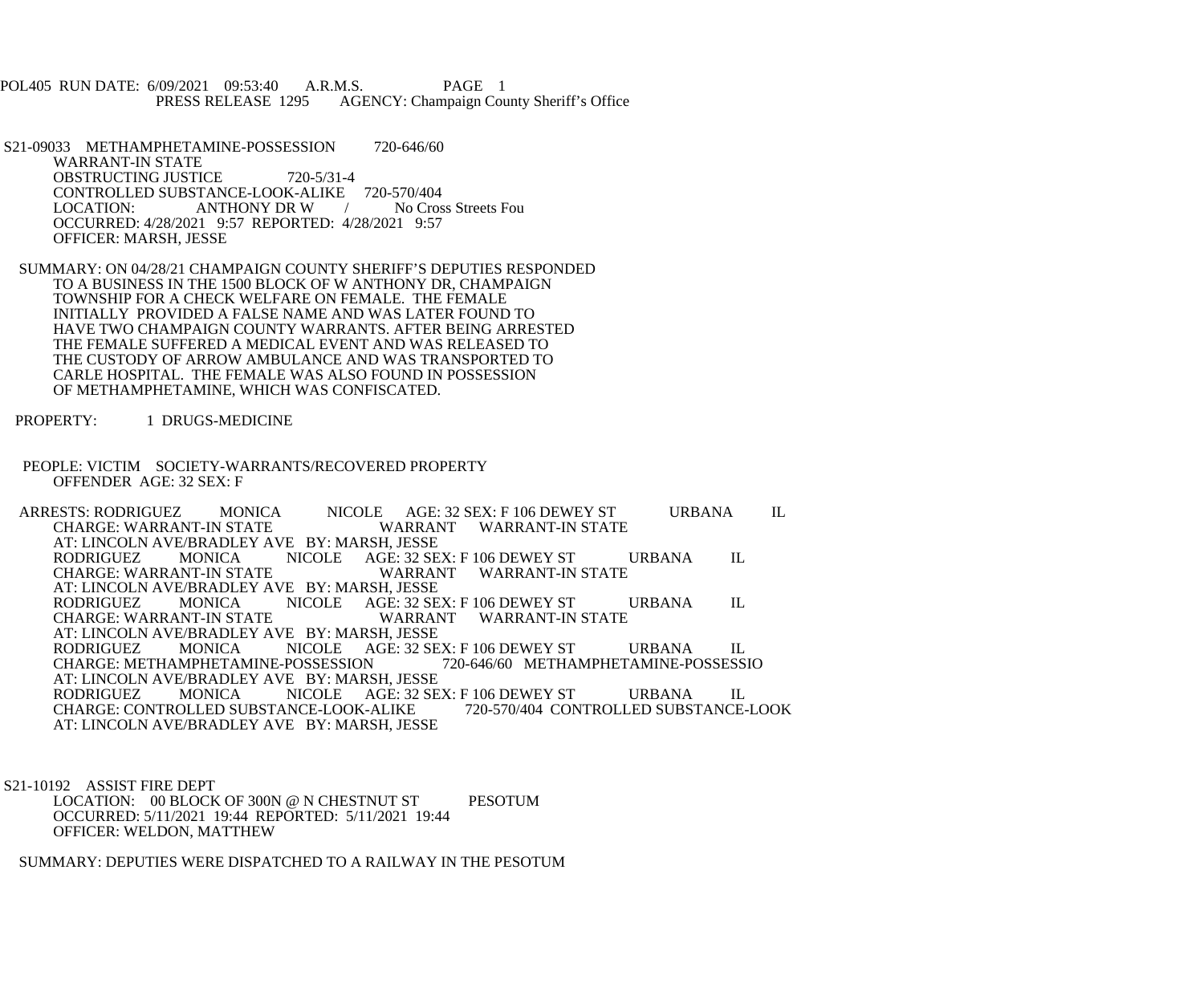POL405 RUN DATE: 6/09/2021 09:53:40 A.R.M.S. PAGE 1
PRESS RELEASE 1295 AGENCY: Champaign County Sheriff's Office

S21-09033 METHAMPHETAMINE-POSSESSION 720-646/60
WARRANT-IN STATE
OBSTRUCTING JUSTICE 720-5/31-4
CONTROLLED SUBSTANCE-LOOK-ALIKE 720-570/404
LOCATION: ANTHONY DR W / No Cross Streets Fou
OCCURRED: 4/28/2021 9:57 REPORTED: 4/28/2021 9:57
OFFICER: MARSH, JESSE

SUMMARY: ON 04/28/21 CHAMPAIGN COUNTY SHERIFF'S DEPUTIES RESPONDED TO A BUSINESS IN THE 1500 BLOCK OF W ANTHONY DR, CHAMPAIGN TOWNSHIP FOR A CHECK WELFARE ON FEMALE. THE FEMALE INITIALLY PROVIDED A FALSE NAME AND WAS LATER FOUND TO HAVE TWO CHAMPAIGN COUNTY WARRANTS. AFTER BEING ARRESTED THE FEMALE SUFFERED A MEDICAL EVENT AND WAS RELEASED TO THE CUSTODY OF ARROW AMBULANCE AND WAS TRANSPORTED TO CARLE HOSPITAL. THE FEMALE WAS ALSO FOUND IN POSSESSION OF METHAMPHETAMINE, WHICH WAS CONFISCATED.

PROPERTY: 1 DRUGS-MEDICINE

PEOPLE: VICTIM SOCIETY-WARRANTS/RECOVERED PROPERTY
OFFENDER AGE: 32 SEX: F

ARRESTS: RODRIGUEZ MONICA NICOLE AGE: 32 SEX: F 106 DEWEY ST URBANA IL
CHARGE: WARRANT-IN STATE WARRANT WARRANT-IN STATE
AT: LINCOLN AVE/BRADLEY AVE BY: MARSH, JESSE
RODRIGUEZ MONICA NICOLE AGE: 32 SEX: F 106 DEWEY ST URBANA IL
CHARGE: WARRANT-IN STATE WARRANT WARRANT-IN STATE
AT: LINCOLN AVE/BRADLEY AVE BY: MARSH, JESSE
RODRIGUEZ MONICA NICOLE AGE: 32 SEX: F 106 DEWEY ST URBANA IL
CHARGE: WARRANT-IN STATE WARRANT WARRANT-IN STATE
AT: LINCOLN AVE/BRADLEY AVE BY: MARSH, JESSE
RODRIGUEZ MONICA NICOLE AGE: 32 SEX: F 106 DEWEY ST URBANA IL
CHARGE: METHAMPHETAMINE-POSSESSION 720-646/60 METHAMPHETAMINE-POSSESSIO
AT: LINCOLN AVE/BRADLEY AVE BY: MARSH, JESSE
RODRIGUEZ MONICA NICOLE AGE: 32 SEX: F 106 DEWEY ST URBANA IL
CHARGE: CONTROLLED SUBSTANCE-LOOK-ALIKE 720-570/404 CONTROLLED SUBSTANCE-LOOK
AT: LINCOLN AVE/BRADLEY AVE BY: MARSH, JESSE

S21-10192 ASSIST FIRE DEPT
LOCATION: 00 BLOCK OF 300N @ N CHESTNUT ST PESOTUM
OCCURRED: 5/11/2021 19:44 REPORTED: 5/11/2021 19:44
OFFICER: WELDON, MATTHEW

SUMMARY: DEPUTIES WERE DISPATCHED TO A RAILWAY IN THE PESOTUM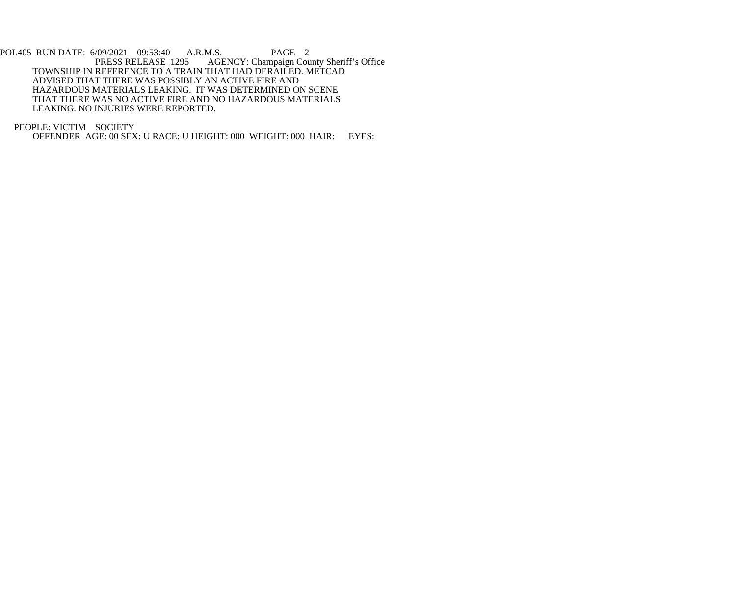TOWNSHIP IN REFERENCE TO A TRAIN THAT HAD DERAILED. METCAD ADVISED THAT THERE WAS POSSIBLY AN ACTIVE FIRE AND HAZARDOUS MATERIALS LEAKING. IT WAS DETERMINED ON SCENE THAT THERE WAS NO ACTIVE FIRE AND NO HAZARDOUS MATERIALS LEAKING. NO INJURIES WERE REPORTED.

PEOPLE: VICTIM SOCIETY

OFFENDER AGE: 00 SEX: U RACE: U HEIGHT: 000 WEIGHT: 000 HAIR: EYES: